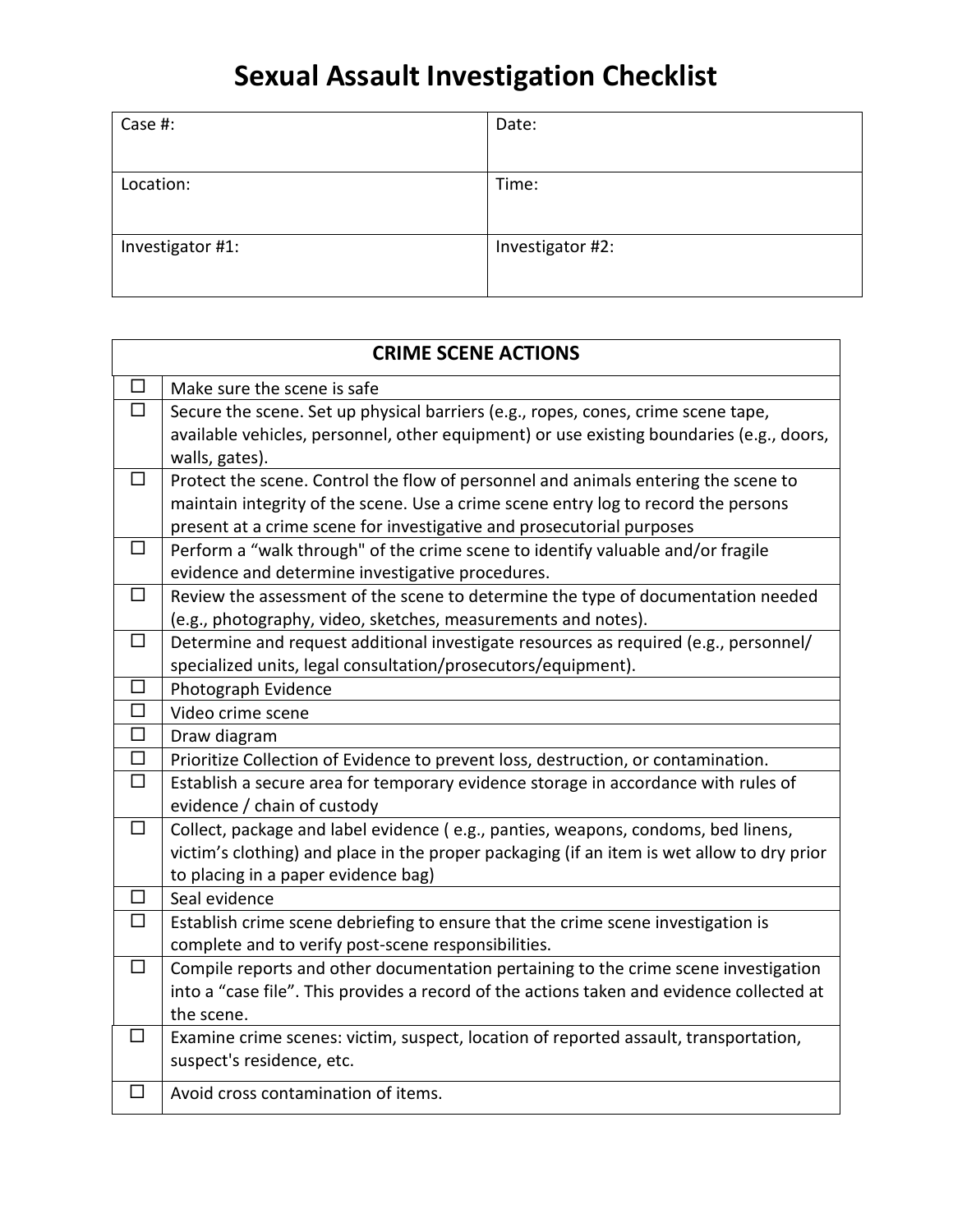# Sexual Assault Investigation Checklist

| | |
|---|---|
| Case #: | Date: |
| Location: | Time: |
| Investigator #1: | Investigator #2: |

| CRIME SCENE ACTIONS | |
|---|---|
| ☐ | Make sure the scene is safe |
| ☐ | Secure the scene. Set up physical barriers (e.g., ropes, cones, crime scene tape, available vehicles, personnel, other equipment) or use existing boundaries (e.g., doors, walls, gates). |
| ☐ | Protect the scene. Control the flow of personnel and animals entering the scene to maintain integrity of the scene. Use a crime scene entry log to record the persons present at a crime scene for investigative and prosecutorial purposes |
| ☐ | Perform a "walk through" of the crime scene to identify valuable and/or fragile evidence and determine investigative procedures. |
| ☐ | Review the assessment of the scene to determine the type of documentation needed (e.g., photography, video, sketches, measurements and notes). |
| ☐ | Determine and request additional investigate resources as required (e.g., personnel/ specialized units, legal consultation/prosecutors/equipment). |
| ☐ | Photograph Evidence |
| ☐ | Video crime scene |
| ☐ | Draw diagram |
| ☐ | Prioritize Collection of Evidence to prevent loss, destruction, or contamination. |
| ☐ | Establish a secure area for temporary evidence storage in accordance with rules of evidence / chain of custody |
| ☐ | Collect, package and label evidence ( e.g., panties, weapons, condoms, bed linens, victim's clothing) and place in the proper packaging (if an item is wet allow to dry prior to placing in a paper evidence bag) |
| ☐ | Seal evidence |
| ☐ | Establish crime scene debriefing to ensure that the crime scene investigation is complete and to verify post-scene responsibilities. |
| ☐ | Compile reports and other documentation pertaining to the crime scene investigation into a "case file". This provides a record of the actions taken and evidence collected at the scene. |
| ☐ | Examine crime scenes: victim, suspect, location of reported assault, transportation, suspect's residence, etc. |
| ☐ | Avoid cross contamination of items. |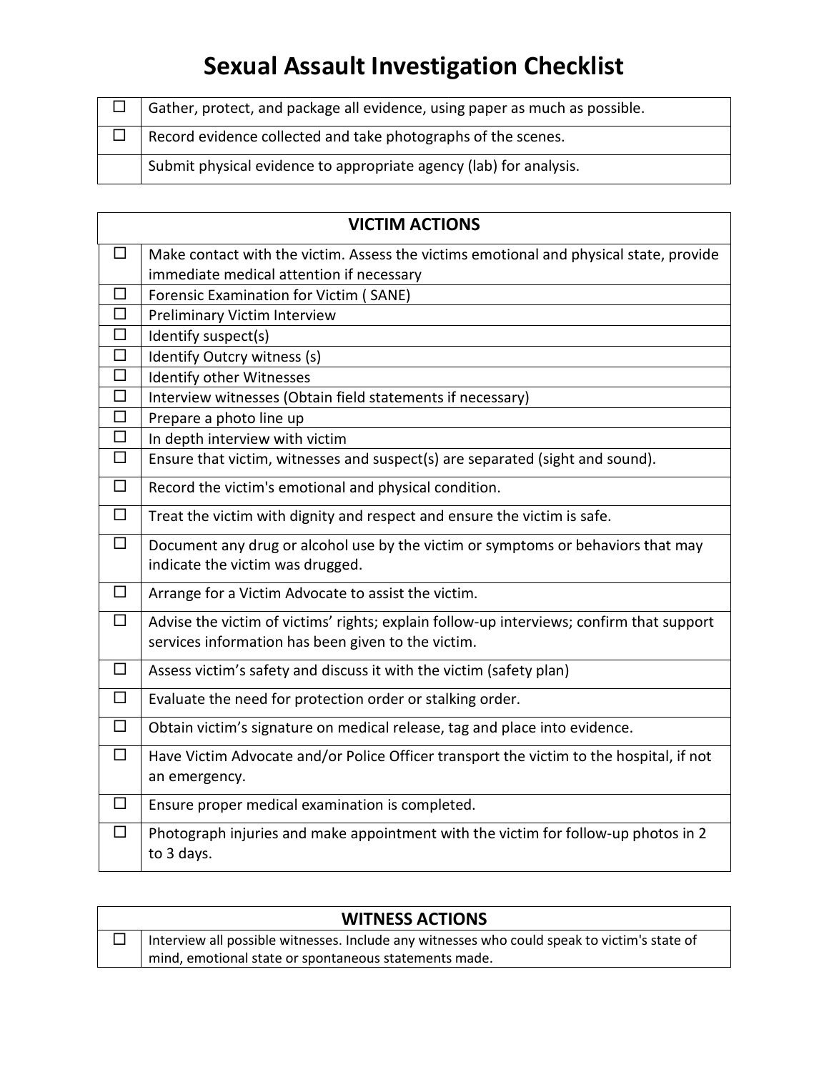# Sexual Assault Investigation Checklist

| | |
|---|---|
| ☐ | Gather, protect, and package all evidence, using paper as much as possible. |
| ☐ | Record evidence collected and take photographs of the scenes. |
| | Submit physical evidence to appropriate agency (lab) for analysis. |

| VICTIM ACTIONS | |
|---|---|
| ☐ | Make contact with the victim. Assess the victims emotional and physical state, provide immediate medical attention if necessary |
| ☐ | Forensic Examination for Victim ( SANE) |
| ☐ | Preliminary Victim Interview |
| ☐ | Identify suspect(s) |
| ☐ | Identify Outcry witness (s) |
| ☐ | Identify other Witnesses |
| ☐ | Interview witnesses (Obtain field statements if necessary) |
| ☐ | Prepare a photo line up |
| ☐ | In depth interview with victim |
| ☐ | Ensure that victim, witnesses and suspect(s) are separated (sight and sound). |
| ☐ | Record the victim's emotional and physical condition. |
| ☐ | Treat the victim with dignity and respect and ensure the victim is safe. |
| ☐ | Document any drug or alcohol use by the victim or symptoms or behaviors that may indicate the victim was drugged. |
| ☐ | Arrange for a Victim Advocate to assist the victim. |
| ☐ | Advise the victim of victims' rights; explain follow-up interviews; confirm that support services information has been given to the victim. |
| ☐ | Assess victim's safety and discuss it with the victim (safety plan) |
| ☐ | Evaluate the need for protection order or stalking order. |
| ☐ | Obtain victim's signature on medical release, tag and place into evidence. |
| ☐ | Have Victim Advocate and/or Police Officer transport the victim to the hospital, if not an emergency. |
| ☐ | Ensure proper medical examination is completed. |
| ☐ | Photograph injuries and make appointment with the victim for follow-up photos in 2 to 3 days. |

| WITNESS ACTIONS | |
|---|---|
| ☐ | Interview all possible witnesses. Include any witnesses who could speak to victim's state of mind, emotional state or spontaneous statements made. |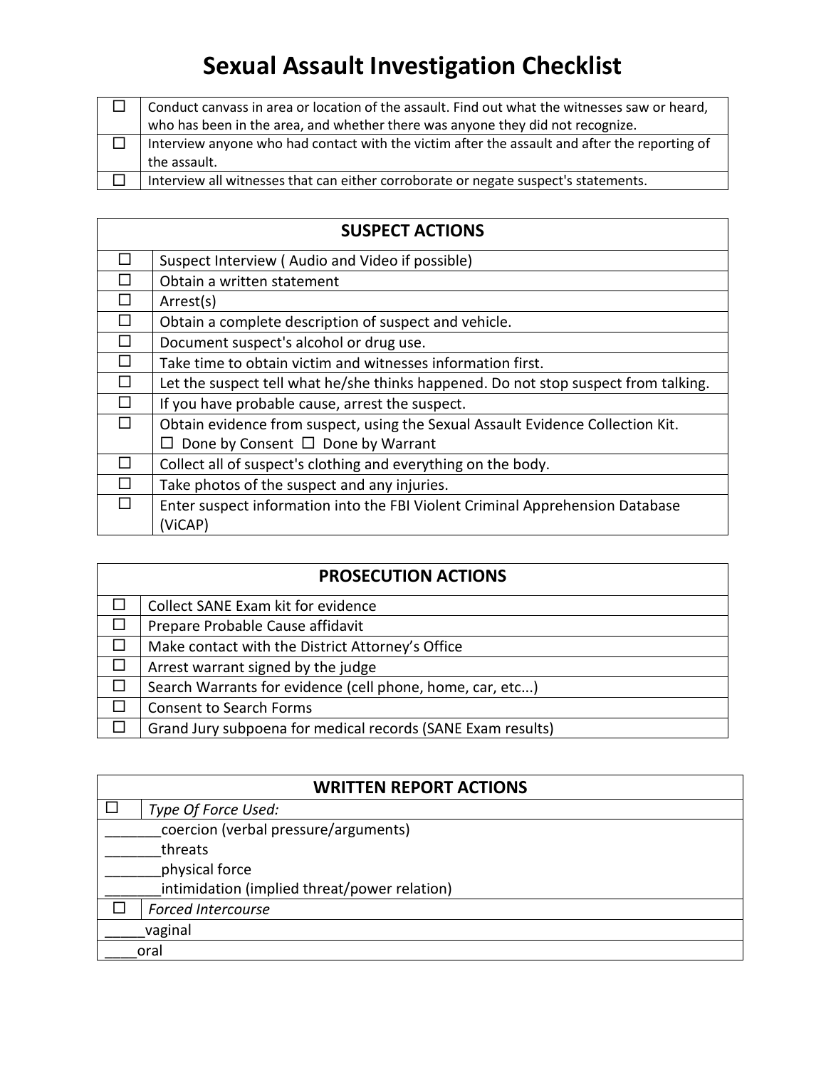# Sexual Assault Investigation Checklist

| | |
|---|---|
| ☐ | Conduct canvass in area or location of the assault. Find out what the witnesses saw or heard, who has been in the area, and whether there was anyone they did not recognize. |
| ☐ | Interview anyone who had contact with the victim after the assault and after the reporting of the assault. |
| ☐ | Interview all witnesses that can either corroborate or negate suspect's statements. |

| SUSPECT ACTIONS | |
|---|---|
| ☐ | Suspect Interview ( Audio and Video if possible) |
| ☐ | Obtain a written statement |
| ☐ | Arrest(s) |
| ☐ | Obtain a complete description of suspect and vehicle. |
| ☐ | Document suspect's alcohol or drug use. |
| ☐ | Take time to obtain victim and witnesses information first. |
| ☐ | Let the suspect tell what he/she thinks happened. Do not stop suspect from talking. |
| ☐ | If you have probable cause, arrest the suspect. |
| ☐ | Obtain evidence from suspect, using the Sexual Assault Evidence Collection Kit. ☐ Done by Consent ☐ Done by Warrant |
| ☐ | Collect all of suspect's clothing and everything on the body. |
| ☐ | Take photos of the suspect and any injuries. |
| ☐ | Enter suspect information into the FBI Violent Criminal Apprehension Database (ViCAP) |

| PROSECUTION ACTIONS | |
|---|---|
| ☐ | Collect SANE Exam kit for evidence |
| ☐ | Prepare Probable Cause affidavit |
| ☐ | Make contact with the District Attorney's Office |
| ☐ | Arrest warrant signed by the judge |
| ☐ | Search Warrants for evidence (cell phone, home, car, etc...) |
| ☐ | Consent to Search Forms |
| ☐ | Grand Jury subpoena for medical records (SANE Exam results) |

| WRITTEN REPORT ACTIONS | |
|---|---|
| ☐ | *Type Of Force Used:* |
| _______coercion (verbal pressure/arguments) | |
| _______threats | |
| _______physical force | |
| _______intimidation (implied threat/power relation) | |
| ☐ | *Forced Intercourse* |
| _____vaginal | |
| ____oral | |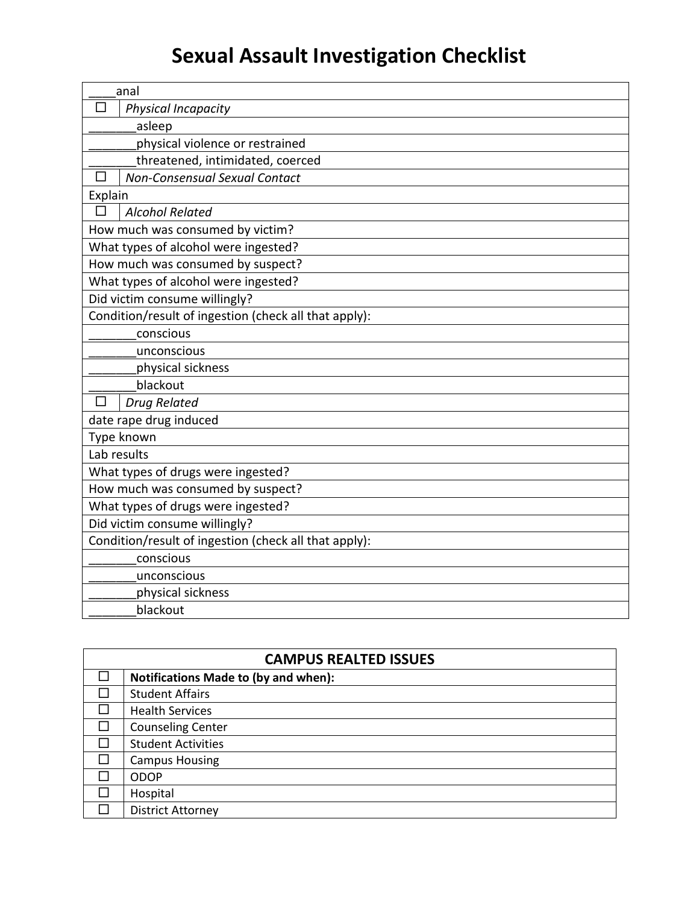# Sexual Assault Investigation Checklist

| | |
|---|---|
| ____anal | |
| ☐ | *Physical Incapacity* |
| _______asleep | |
| _______physical violence or restrained | |
| _______threatened, intimidated, coerced | |
| ☐ | *Non-Consensual Sexual Contact* |
| Explain | |
| ☐ | *Alcohol Related* |
| How much was consumed by victim? | |
| What types of alcohol were ingested? | |
| How much was consumed by suspect? | |
| What types of alcohol were ingested? | |
| Did victim consume willingly? | |
| Condition/result of ingestion (check all that apply): | |
| _______conscious | |
| _______unconscious | |
| _______physical sickness | |
| _______blackout | |
| ☐ | *Drug Related* |
| date rape drug induced | |
| Type known | |
| Lab results | |
| What types of drugs were ingested? | |
| How much was consumed by suspect? | |
| What types of drugs were ingested? | |
| Did victim consume willingly? | |
| Condition/result of ingestion (check all that apply): | |
| _______conscious | |
| _______unconscious | |
| _______physical sickness | |
| _______blackout | |

| CAMPUS REALTED ISSUES | |
|---|---|
| ☐ | **Notifications Made to (by and when):** |
| ☐ | Student Affairs |
| ☐ | Health Services |
| ☐ | Counseling Center |
| ☐ | Student Activities |
| ☐ | Campus Housing |
| ☐ | ODOP |
| ☐ | Hospital |
| ☐ | District Attorney |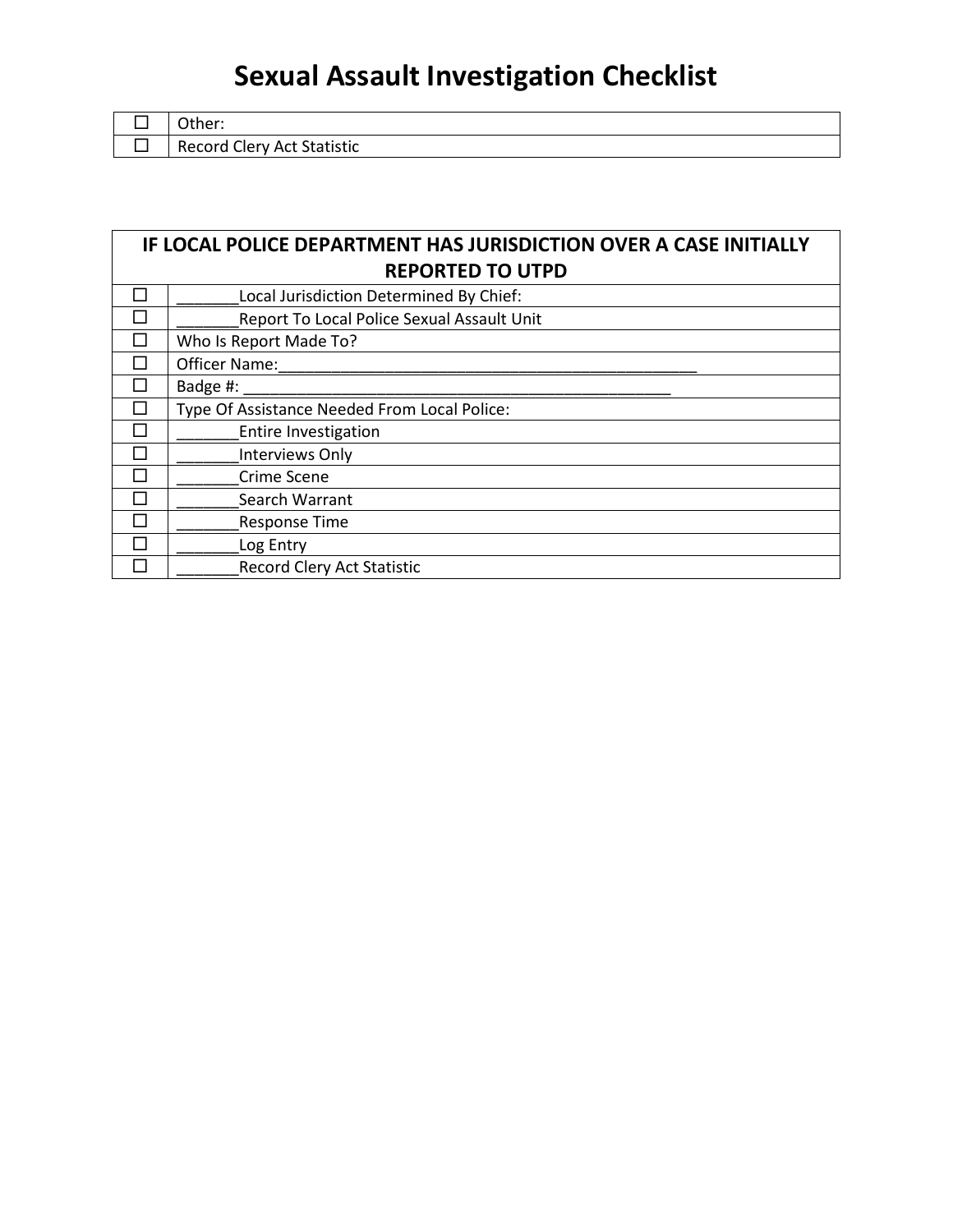# Sexual Assault Investigation Checklist

| | |
|---|---|
| ☐ | Other: |
| ☐ | Record Clery Act Statistic |

| IF LOCAL POLICE DEPARTMENT HAS JURISDICTION OVER A CASE INITIALLY REPORTED TO UTPD | |
|---|---|
| ☐ | _______Local Jurisdiction Determined By Chief: |
| ☐ | _______Report To Local Police Sexual Assault Unit |
| ☐ | Who Is Report Made To? |
| ☐ | Officer Name:_______________________________________________ |
| ☐ | Badge #: _______________________________________________ |
| ☐ | Type Of Assistance Needed From Local Police: |
| ☐ | _______Entire Investigation |
| ☐ | _______Interviews Only |
| ☐ | _______Crime Scene |
| ☐ | _______Search Warrant |
| ☐ | _______Response Time |
| ☐ | _______Log Entry |
| ☐ | _______Record Clery Act Statistic |